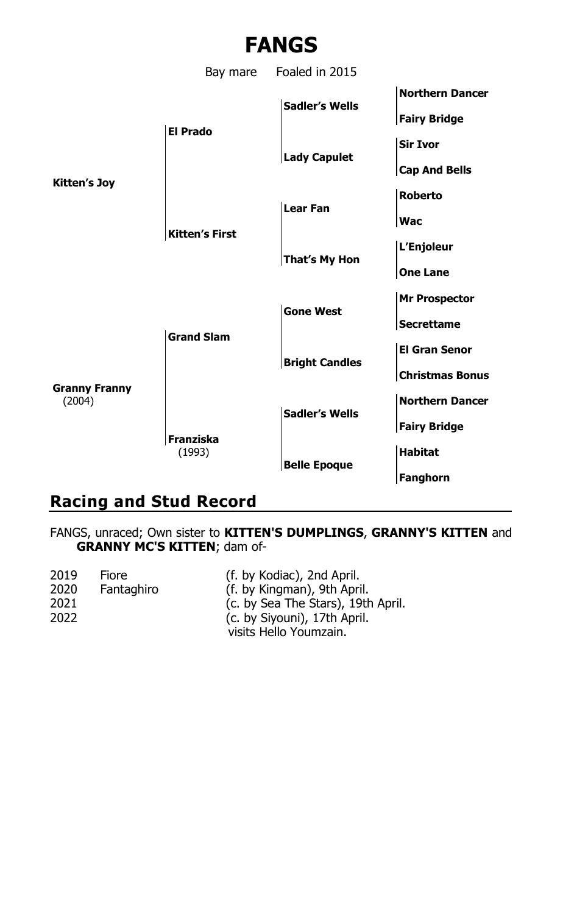# FANGS

Bay mare Foaled in 2015

| | | | |
|---|---|---|---|
| **Kitten's Joy** | **El Prado** | **Sadler's Wells** | **Northern Dancer** |
| | | | **Fairy Bridge** |
| | | **Lady Capulet** | **Sir Ivor** |
| | | | **Cap And Bells** |
| | **Kitten's First** | **Lear Fan** | **Roberto** |
| | | | **Wac** |
| | | **That's My Hon** | **L'Enjoleur** |
| | | | **One Lane** |
| **Granny Franny** (2004) | **Grand Slam** | **Gone West** | **Mr Prospector** |
| | | | **Secrettame** |
| | | **Bright Candles** | **El Gran Senor** |
| | | | **Christmas Bonus** |
| | **Franziska** (1993) | **Sadler's Wells** | **Northern Dancer** |
| | | | **Fairy Bridge** |
| | | **Belle Epoque** | **Habitat** |
| | | | **Fanghorn** |

## Racing and Stud Record

FANGS, unraced; Own sister to **KITTEN'S DUMPLINGS**, **GRANNY'S KITTEN** and **GRANNY MC'S KITTEN**; dam of-

| | | |
|---|---|---|
| 2019 | Fiore | (f. by Kodiac), 2nd April. |
| 2020 | Fantaghiro | (f. by Kingman), 9th April. |
| 2021 | | (c. by Sea The Stars), 19th April. |
| 2022 | | (c. by Siyouni), 17th April. |
| | | visits Hello Youmzain. |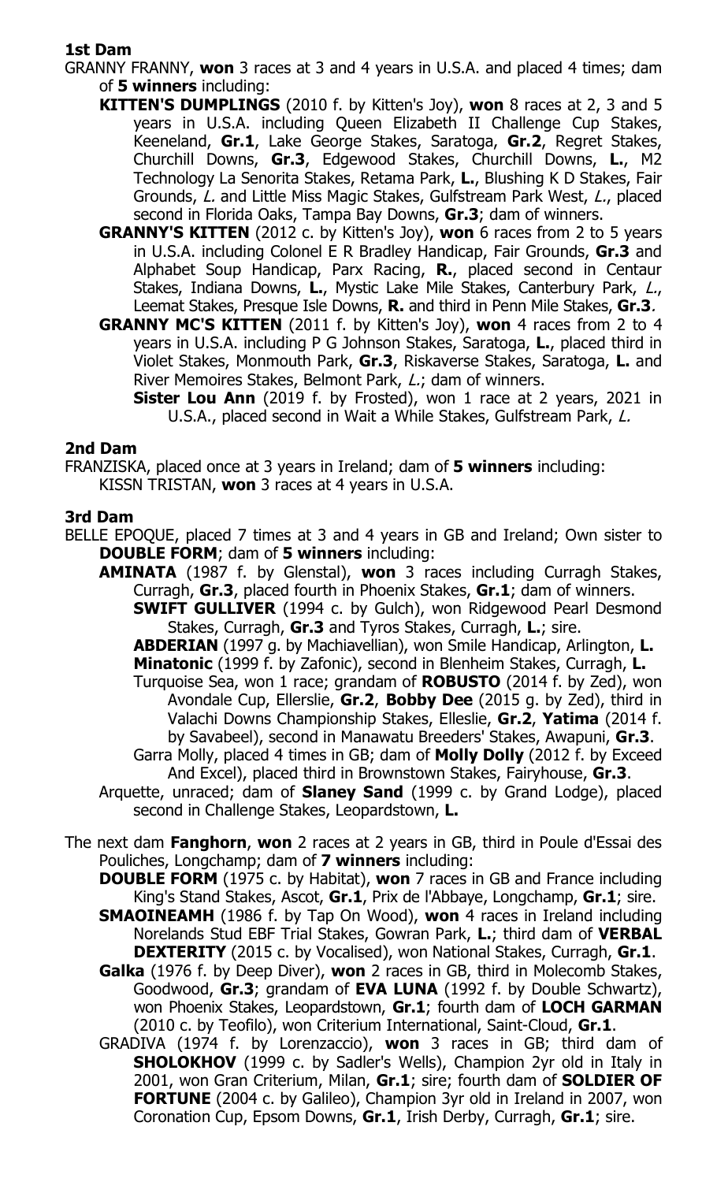### 1st Dam

GRANNY FRANNY, **won** 3 races at 3 and 4 years in U.S.A. and placed 4 times; dam of **5 winners** including:

**KITTEN'S DUMPLINGS** (2010 f. by Kitten's Joy), **won** 8 races at 2, 3 and 5 years in U.S.A. including Queen Elizabeth II Challenge Cup Stakes, Keeneland, **Gr.1**, Lake George Stakes, Saratoga, **Gr.2**, Regret Stakes, Churchill Downs, **Gr.3**, Edgewood Stakes, Churchill Downs, **L.**, M2 Technology La Senorita Stakes, Retama Park, **L.**, Blushing K D Stakes, Fair Grounds, *L.* and Little Miss Magic Stakes, Gulfstream Park West, *L.*, placed second in Florida Oaks, Tampa Bay Downs, **Gr.3**; dam of winners.

**GRANNY'S KITTEN** (2012 c. by Kitten's Joy), **won** 6 races from 2 to 5 years in U.S.A. including Colonel E R Bradley Handicap, Fair Grounds, **Gr.3** and Alphabet Soup Handicap, Parx Racing, **R.**, placed second in Centaur Stakes, Indiana Downs, **L.**, Mystic Lake Mile Stakes, Canterbury Park, *L.*, Leemat Stakes, Presque Isle Downs, **R.** and third in Penn Mile Stakes, **Gr.3**.

**GRANNY MC'S KITTEN** (2011 f. by Kitten's Joy), **won** 4 races from 2 to 4 years in U.S.A. including P G Johnson Stakes, Saratoga, **L.**, placed third in Violet Stakes, Monmouth Park, **Gr.3**, Riskaverse Stakes, Saratoga, **L.** and River Memoires Stakes, Belmont Park, *L.*; dam of winners.

**Sister Lou Ann** (2019 f. by Frosted), won 1 race at 2 years, 2021 in U.S.A., placed second in Wait a While Stakes, Gulfstream Park, *L.*

### 2nd Dam

FRANZISKA, placed once at 3 years in Ireland; dam of **5 winners** including:

KISSN TRISTAN, **won** 3 races at 4 years in U.S.A.

### 3rd Dam

BELLE EPOQUE, placed 7 times at 3 and 4 years in GB and Ireland; Own sister to **DOUBLE FORM**; dam of **5 winners** including:

**AMINATA** (1987 f. by Glenstal), **won** 3 races including Curragh Stakes, Curragh, **Gr.3**, placed fourth in Phoenix Stakes, **Gr.1**; dam of winners.

**SWIFT GULLIVER** (1994 c. by Gulch), won Ridgewood Pearl Desmond Stakes, Curragh, **Gr.3** and Tyros Stakes, Curragh, **L.**; sire.

**ABDERIAN** (1997 g. by Machiavellian), won Smile Handicap, Arlington, **L.**

**Minatonic** (1999 f. by Zafonic), second in Blenheim Stakes, Curragh, **L.**

Turquoise Sea, won 1 race; grandam of **ROBUSTO** (2014 f. by Zed), won Avondale Cup, Ellerslie, **Gr.2**, **Bobby Dee** (2015 g. by Zed), third in Valachi Downs Championship Stakes, Elleslie, **Gr.2**, **Yatima** (2014 f. by Savabeel), second in Manawatu Breeders' Stakes, Awapuni, **Gr.3**.

Garra Molly, placed 4 times in GB; dam of **Molly Dolly** (2012 f. by Exceed And Excel), placed third in Brownstown Stakes, Fairyhouse, **Gr.3**.

Arquette, unraced; dam of **Slaney Sand** (1999 c. by Grand Lodge), placed second in Challenge Stakes, Leopardstown, **L.**

The next dam **Fanghorn**, **won** 2 races at 2 years in GB, third in Poule d'Essai des Pouliches, Longchamp; dam of **7 winners** including:

**DOUBLE FORM** (1975 c. by Habitat), **won** 7 races in GB and France including King's Stand Stakes, Ascot, **Gr.1**, Prix de l'Abbaye, Longchamp, **Gr.1**; sire.

**SMAOINEAMH** (1986 f. by Tap On Wood), **won** 4 races in Ireland including Norelands Stud EBF Trial Stakes, Gowran Park, **L.**; third dam of **VERBAL DEXTERITY** (2015 c. by Vocalised), won National Stakes, Curragh, **Gr.1**.

**Galka** (1976 f. by Deep Diver), **won** 2 races in GB, third in Molecomb Stakes, Goodwood, **Gr.3**; grandam of **EVA LUNA** (1992 f. by Double Schwartz), won Phoenix Stakes, Leopardstown, **Gr.1**; fourth dam of **LOCH GARMAN** (2010 c. by Teofilo), won Criterium International, Saint-Cloud, **Gr.1**.

GRADIVA (1974 f. by Lorenzaccio), **won** 3 races in GB; third dam of **SHOLOKHOV** (1999 c. by Sadler's Wells), Champion 2yr old in Italy in 2001, won Gran Criterium, Milan, **Gr.1**; sire; fourth dam of **SOLDIER OF FORTUNE** (2004 c. by Galileo), Champion 3yr old in Ireland in 2007, won Coronation Cup, Epsom Downs, **Gr.1**, Irish Derby, Curragh, **Gr.1**; sire.